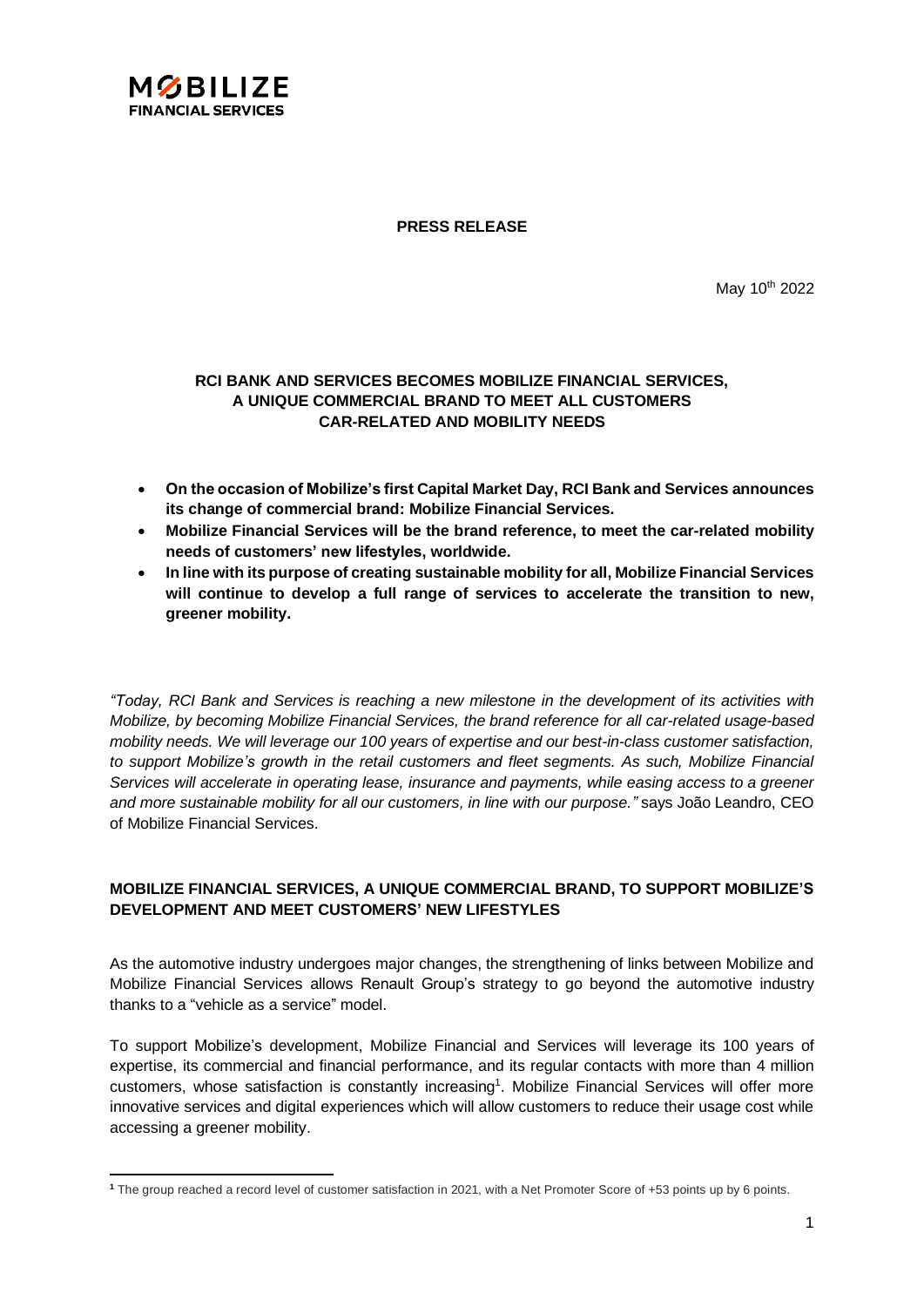**MOBILIZE FINANCIAL SERVICES**

**PRESS RELEASE**

May 10th 2022

## RCI BANK AND SERVICES BECOMES MOBILIZE FINANCIAL SERVICES, A UNIQUE COMMERCIAL BRAND TO MEET ALL CUSTOMERS CAR-RELATED AND MOBILITY NEEDS

- **On the occasion of Mobilize's first Capital Market Day, RCI Bank and Services announces its change of commercial brand: Mobilize Financial Services.**
- **Mobilize Financial Services will be the brand reference, to meet the car-related mobility needs of customers' new lifestyles, worldwide.**
- **In line with its purpose of creating sustainable mobility for all, Mobilize Financial Services will continue to develop a full range of services to accelerate the transition to new, greener mobility.**

*"Today, RCI Bank and Services is reaching a new milestone in the development of its activities with Mobilize, by becoming Mobilize Financial Services, the brand reference for all car-related usage-based mobility needs. We will leverage our 100 years of expertise and our best-in-class customer satisfaction, to support Mobilize's growth in the retail customers and fleet segments. As such, Mobilize Financial Services will accelerate in operating lease, insurance and payments, while easing access to a greener and more sustainable mobility for all our customers, in line with our purpose."* says João Leandro, CEO of Mobilize Financial Services.

### MOBILIZE FINANCIAL SERVICES, A UNIQUE COMMERCIAL BRAND, TO SUPPORT MOBILIZE'S DEVELOPMENT AND MEET CUSTOMERS' NEW LIFESTYLES

As the automotive industry undergoes major changes, the strengthening of links between Mobilize and Mobilize Financial Services allows Renault Group's strategy to go beyond the automotive industry thanks to a "vehicle as a service" model.

To support Mobilize's development, Mobilize Financial and Services will leverage its 100 years of expertise, its commercial and financial performance, and its regular contacts with more than 4 million customers, whose satisfaction is constantly increasing[1]. Mobilize Financial Services will offer more innovative services and digital experiences which will allow customers to reduce their usage cost while accessing a greener mobility.

[1] The group reached a record level of customer satisfaction in 2021, with a Net Promoter Score of +53 points up by 6 points.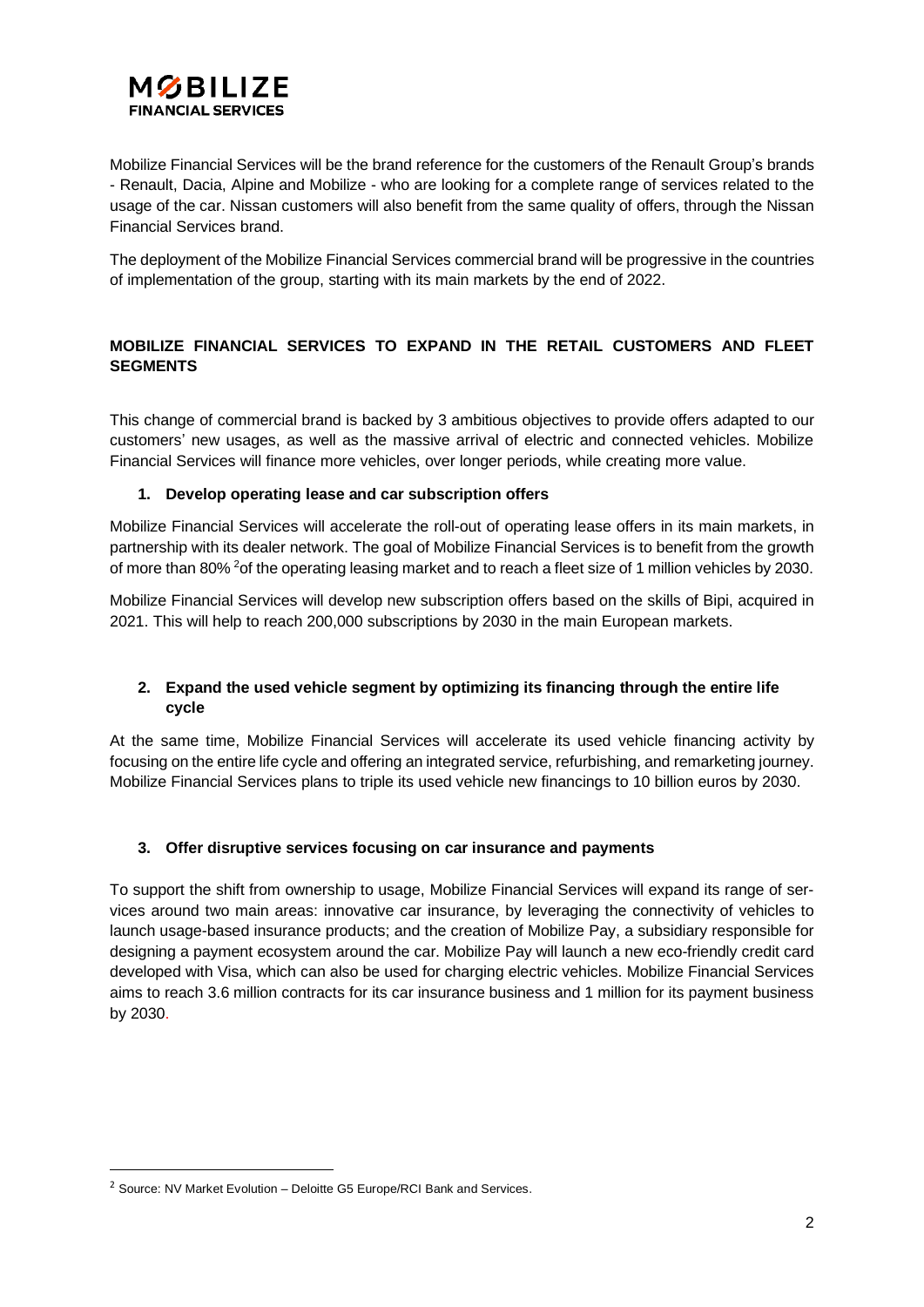Mobilize Financial Services will be the brand reference for the customers of the Renault Group's brands - Renault, Dacia, Alpine and Mobilize - who are looking for a complete range of services related to the usage of the car. Nissan customers will also benefit from the same quality of offers, through the Nissan Financial Services brand.

The deployment of the Mobilize Financial Services commercial brand will be progressive in the countries of implementation of the group, starting with its main markets by the end of 2022.

## MOBILIZE FINANCIAL SERVICES TO EXPAND IN THE RETAIL CUSTOMERS AND FLEET SEGMENTS

This change of commercial brand is backed by 3 ambitious objectives to provide offers adapted to our customers' new usages, as well as the massive arrival of electric and connected vehicles. Mobilize Financial Services will finance more vehicles, over longer periods, while creating more value.

### 1. Develop operating lease and car subscription offers

Mobilize Financial Services will accelerate the roll-out of operating lease offers in its main markets, in partnership with its dealer network. The goal of Mobilize Financial Services is to benefit from the growth of more than 80% [2] of the operating leasing market and to reach a fleet size of 1 million vehicles by 2030.

Mobilize Financial Services will develop new subscription offers based on the skills of Bipi, acquired in 2021. This will help to reach 200,000 subscriptions by 2030 in the main European markets.

### 2. Expand the used vehicle segment by optimizing its financing through the entire life cycle

At the same time, Mobilize Financial Services will accelerate its used vehicle financing activity by focusing on the entire life cycle and offering an integrated service, refurbishing, and remarketing journey. Mobilize Financial Services plans to triple its used vehicle new financings to 10 billion euros by 2030.

### 3. Offer disruptive services focusing on car insurance and payments

To support the shift from ownership to usage, Mobilize Financial Services will expand its range of services around two main areas: innovative car insurance, by leveraging the connectivity of vehicles to launch usage-based insurance products; and the creation of Mobilize Pay, a subsidiary responsible for designing a payment ecosystem around the car. Mobilize Pay will launch a new eco-friendly credit card developed with Visa, which can also be used for charging electric vehicles. Mobilize Financial Services aims to reach 3.6 million contracts for its car insurance business and 1 million for its payment business by 2030.

---

[2] Source: NV Market Evolution – Deloitte G5 Europe/RCI Bank and Services.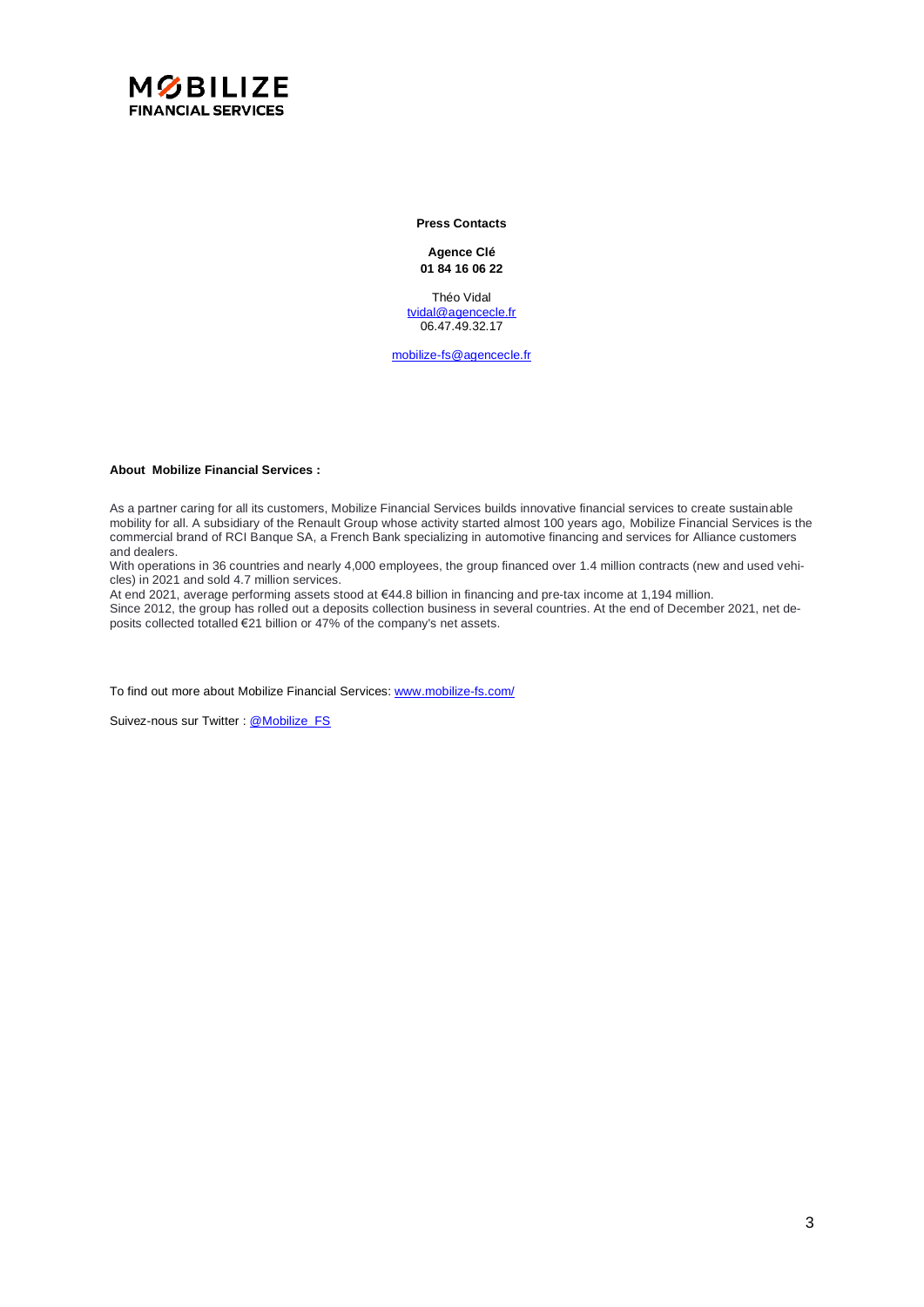**Press Contacts**

**Agence Clé**
**01 84 16 06 22**

Théo Vidal
tvidal@agencecle.fr
06.47.49.32.17

mobilize-fs@agencecle.fr

**About Mobilize Financial Services :**

As a partner caring for all its customers, Mobilize Financial Services builds innovative financial services to create sustainable mobility for all. A subsidiary of the Renault Group whose activity started almost 100 years ago, Mobilize Financial Services is the commercial brand of RCI Banque SA, a French Bank specializing in automotive financing and services for Alliance customers and dealers.
With operations in 36 countries and nearly 4,000 employees, the group financed over 1.4 million contracts (new and used vehicles) in 2021 and sold 4.7 million services.
At end 2021, average performing assets stood at €44.8 billion in financing and pre-tax income at 1,194 million.
Since 2012, the group has rolled out a deposits collection business in several countries. At the end of December 2021, net deposits collected totalled €21 billion or 47% of the company's net assets.

To find out more about Mobilize Financial Services: www.mobilize-fs.com/

Suivez-nous sur Twitter : @Mobilize_FS